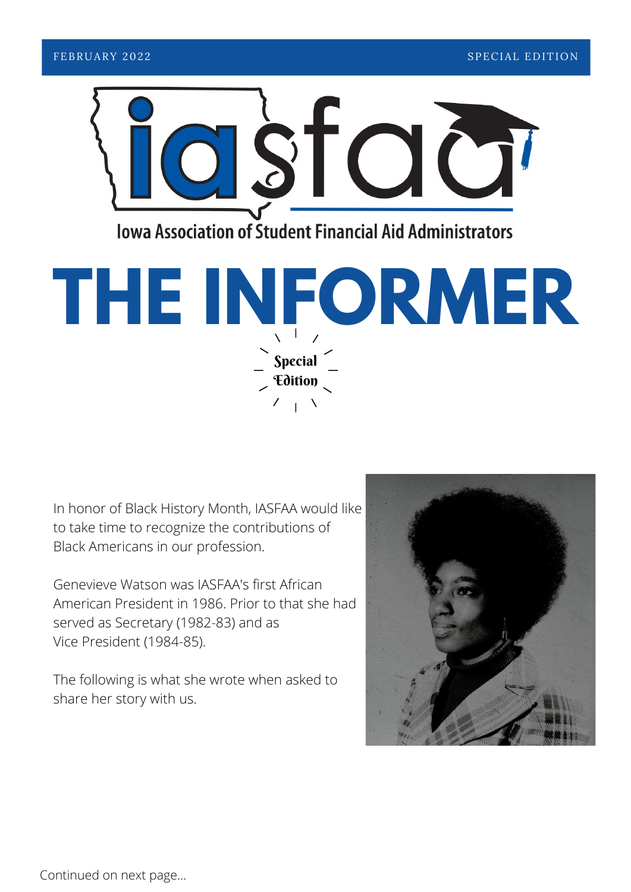FEBRUARY 2022 SPECIAL EDITION

iasfaa

Iowa Association of Student Financial Aid Administrators

# THE INFORMER

**Special Edition**

In honor of Black History Month, IASFAA would like to take time to recognize the contributions of Black Americans in our profession.

Genevieve Watson was IASFAA's first African American President in 1986. Prior to that she had served as Secretary (1982-83) and as Vice President (1984-85).

The following is what she wrote when asked to share her story with us.

Continued on next page...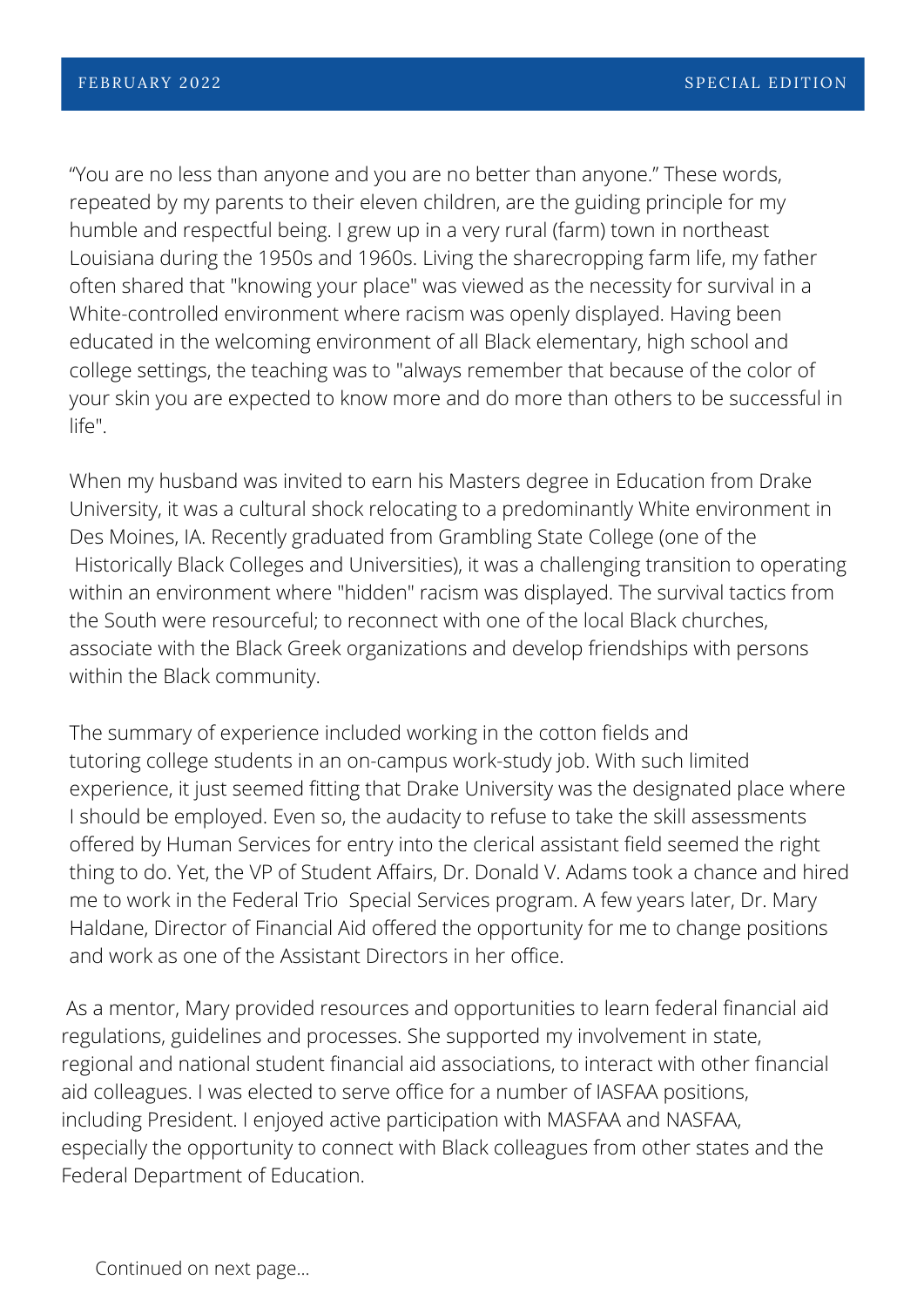"You are no less than anyone and you are no better than anyone." These words, repeated by my parents to their eleven children, are the guiding principle for my humble and respectful being. I grew up in a very rural (farm) town in northeast Louisiana during the 1950s and 1960s. Living the sharecropping farm life, my father often shared that "knowing your place" was viewed as the necessity for survival in a White-controlled environment where racism was openly displayed. Having been educated in the welcoming environment of all Black elementary, high school and college settings, the teaching was to "always remember that because of the color of your skin you are expected to know more and do more than others to be successful in life".

When my husband was invited to earn his Masters degree in Education from Drake University, it was a cultural shock relocating to a predominantly White environment in Des Moines, IA. Recently graduated from Grambling State College (one of the Historically Black Colleges and Universities), it was a challenging transition to operating within an environment where "hidden" racism was displayed. The survival tactics from the South were resourceful; to reconnect with one of the local Black churches, associate with the Black Greek organizations and develop friendships with persons within the Black community.

The summary of experience included working in the cotton fields and tutoring college students in an on-campus work-study job. With such limited experience, it just seemed fitting that Drake University was the designated place where I should be employed. Even so, the audacity to refuse to take the skill assessments offered by Human Services for entry into the clerical assistant field seemed the right thing to do. Yet, the VP of Student Affairs, Dr. Donald V. Adams took a chance and hired me to work in the Federal Trio Special Services program. A few years later, Dr. Mary Haldane, Director of Financial Aid offered the opportunity for me to change positions and work as one of the Assistant Directors in her office.

As a mentor, Mary provided resources and opportunities to learn federal financial aid regulations, guidelines and processes. She supported my involvement in state, regional and national student financial aid associations, to interact with other financial aid colleagues. I was elected to serve office for a number of IASFAA positions, including President. I enjoyed active participation with MASFAA and NASFAA, especially the opportunity to connect with Black colleagues from other states and the Federal Department of Education.

Continued on next page...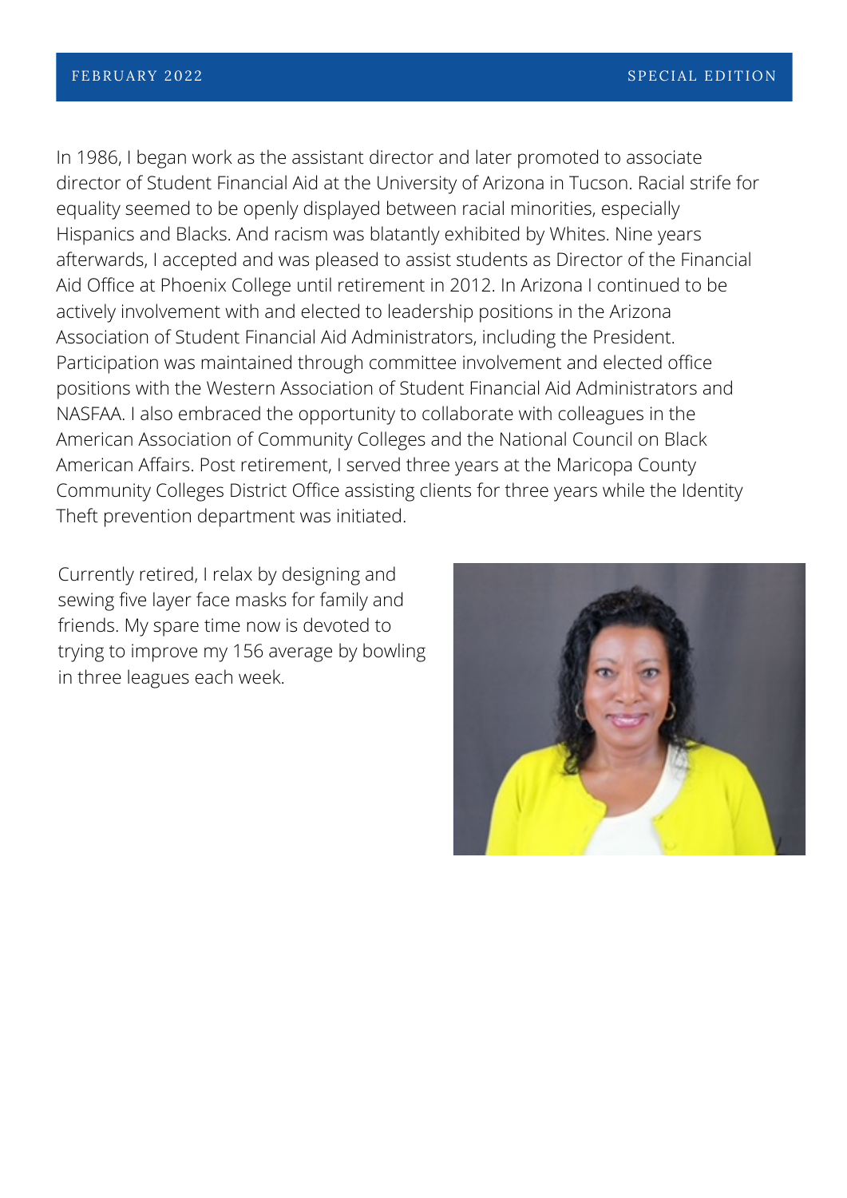In 1986, I began work as the assistant director and later promoted to associate director of Student Financial Aid at the University of Arizona in Tucson. Racial strife for equality seemed to be openly displayed between racial minorities, especially Hispanics and Blacks. And racism was blatantly exhibited by Whites. Nine years afterwards, I accepted and was pleased to assist students as Director of the Financial Aid Office at Phoenix College until retirement in 2012. In Arizona I continued to be actively involvement with and elected to leadership positions in the Arizona Association of Student Financial Aid Administrators, including the President. Participation was maintained through committee involvement and elected office positions with the Western Association of Student Financial Aid Administrators and NASFAA. I also embraced the opportunity to collaborate with colleagues in the American Association of Community Colleges and the National Council on Black American Affairs. Post retirement, I served three years at the Maricopa County Community Colleges District Office assisting clients for three years while the Identity Theft prevention department was initiated.

Currently retired, I relax by designing and sewing five layer face masks for family and friends. My spare time now is devoted to trying to improve my 156 average by bowling in three leagues each week.